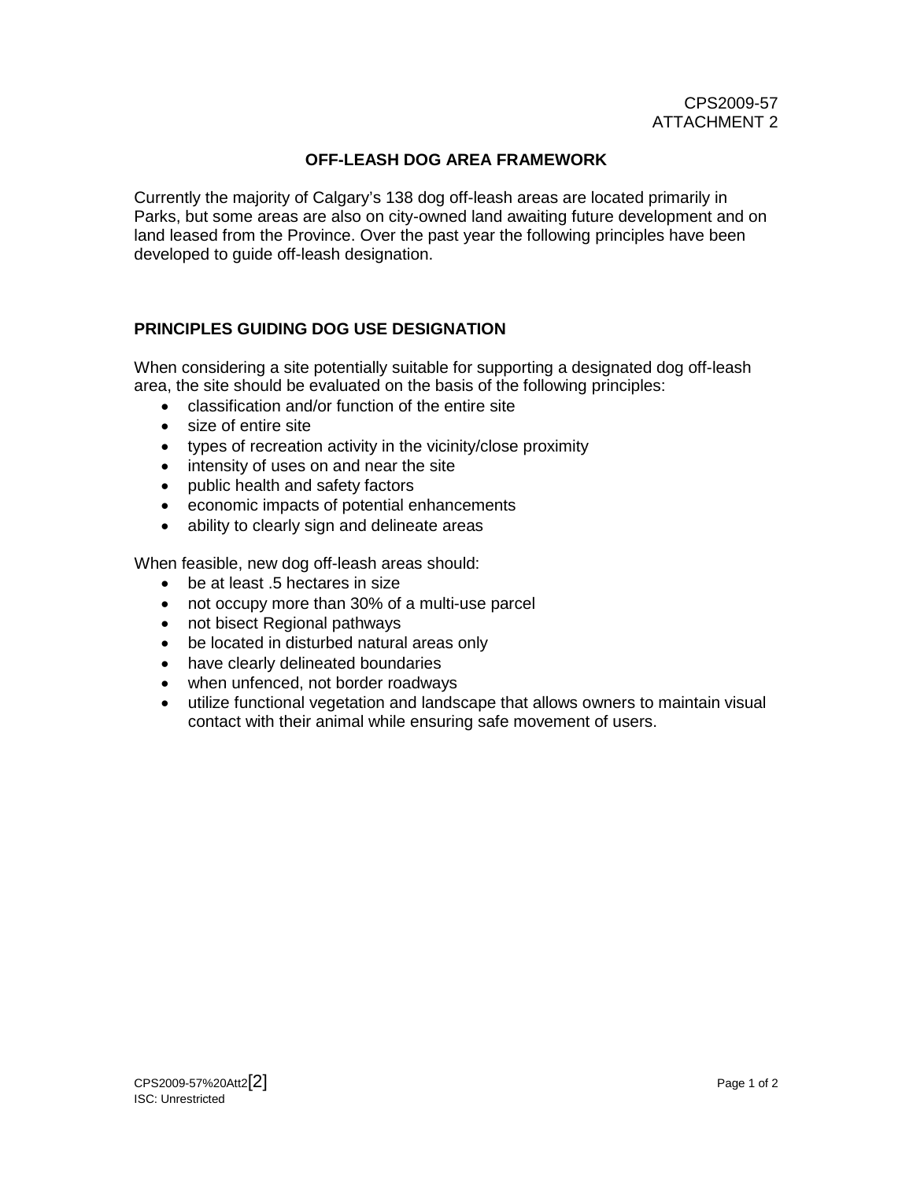CPS2009-57
ATTACHMENT 2

# OFF-LEASH DOG AREA FRAMEWORK

Currently the majority of Calgary's 138 dog off-leash areas are located primarily in Parks, but some areas are also on city-owned land awaiting future development and on land leased from the Province. Over the past year the following principles have been developed to guide off-leash designation.

## PRINCIPLES GUIDING DOG USE DESIGNATION

When considering a site potentially suitable for supporting a designated dog off-leash area, the site should be evaluated on the basis of the following principles:

- classification and/or function of the entire site
- size of entire site
- types of recreation activity in the vicinity/close proximity
- intensity of uses on and near the site
- public health and safety factors
- economic impacts of potential enhancements
- ability to clearly sign and delineate areas

When feasible, new dog off-leash areas should:

- be at least .5 hectares in size
- not occupy more than 30% of a multi-use parcel
- not bisect Regional pathways
- be located in disturbed natural areas only
- have clearly delineated boundaries
- when unfenced, not border roadways
- utilize functional vegetation and landscape that allows owners to maintain visual contact with their animal while ensuring safe movement of users.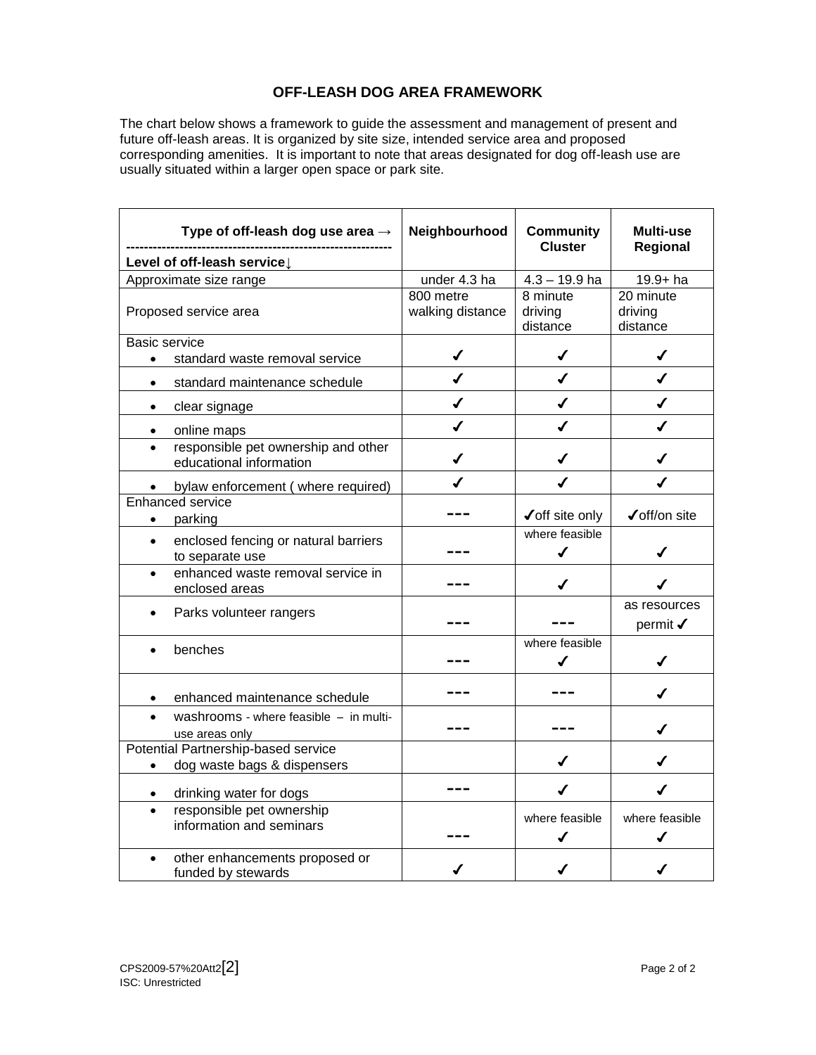# OFF-LEASH DOG AREA FRAMEWORK

The chart below shows a framework to guide the assessment and management of present and future off-leash areas. It is organized by site size, intended service area and proposed corresponding amenities. It is important to note that areas designated for dog off-leash use are usually situated within a larger open space or park site.

| Type of off-leash dog use area → / Level of off-leash service↓ | Neighbourhood | Community Cluster | Multi-use Regional |
|---|---|---|---|
| Approximate size range | under 4.3 ha | 4.3 – 19.9 ha | 19.9+ ha |
| Proposed service area | 800 metre walking distance | 8 minute driving distance | 20 minute driving distance |
| Basic service<br>• standard waste removal service | ✓ | ✓ | ✓ |
| • standard maintenance schedule | ✓ | ✓ | ✓ |
| • clear signage | ✓ | ✓ | ✓ |
| • online maps | ✓ | ✓ | ✓ |
| • responsible pet ownership and other educational information | ✓ | ✓ | ✓ |
| • bylaw enforcement ( where required) | ✓ | ✓ | ✓ |
| Enhanced service<br>• parking | --- | ✓off site only | ✓off/on site |
| • enclosed fencing or natural barriers to separate use | --- | where feasible ✓ | ✓ |
| • enhanced waste removal service in enclosed areas | --- | ✓ | ✓ |
| • Parks volunteer rangers | --- | --- | as resources permit ✓ |
| • benches | --- | where feasible ✓ | ✓ |
| • enhanced maintenance schedule | --- | --- | ✓ |
| • washrooms - where feasible – in multi-use areas only | --- | --- | ✓ |
| Potential Partnership-based service<br>• dog waste bags & dispensers | | ✓ | ✓ |
| • drinking water for dogs | --- | ✓ | ✓ |
| • responsible pet ownership information and seminars | --- | where feasible ✓ | where feasible ✓ |
| • other enhancements proposed or funded by stewards | ✓ | ✓ | ✓ |

CPS2009-57%20Att2[2]
ISC: Unrestricted